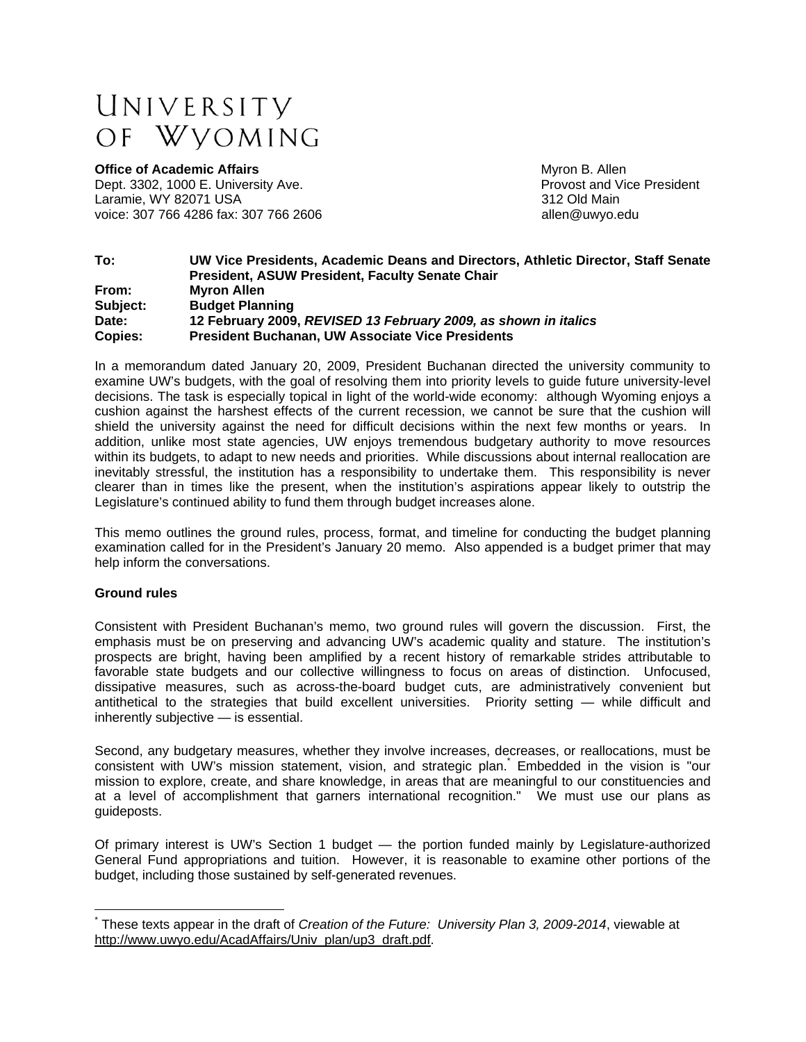# UNIVERSITY OF WYOMING

**Office of Academic Affairs**
Dept. 3302, 1000 E. University Ave.
Laramie, WY 82071 USA
voice: 307 766 4286 fax: 307 766 2606

Myron B. Allen
Provost and Vice President
312 Old Main
allen@uwyo.edu

| | |
|---|---|
| **To:** | **UW Vice Presidents, Academic Deans and Directors, Athletic Director, Staff Senate President, ASUW President, Faculty Senate Chair** |
| **From:** | **Myron Allen** |
| **Subject:** | **Budget Planning** |
| **Date:** | **12 February 2009, *REVISED 13 February 2009, as shown in italics*** |
| **Copies:** | **President Buchanan, UW Associate Vice Presidents** |

In a memorandum dated January 20, 2009, President Buchanan directed the university community to examine UW's budgets, with the goal of resolving them into priority levels to guide future university-level decisions. The task is especially topical in light of the world-wide economy: although Wyoming enjoys a cushion against the harshest effects of the current recession, we cannot be sure that the cushion will shield the university against the need for difficult decisions within the next few months or years. In addition, unlike most state agencies, UW enjoys tremendous budgetary authority to move resources within its budgets, to adapt to new needs and priorities. While discussions about internal reallocation are inevitably stressful, the institution has a responsibility to undertake them. This responsibility is never clearer than in times like the present, when the institution's aspirations appear likely to outstrip the Legislature's continued ability to fund them through budget increases alone.

This memo outlines the ground rules, process, format, and timeline for conducting the budget planning examination called for in the President's January 20 memo. Also appended is a budget primer that may help inform the conversations.

### Ground rules

Consistent with President Buchanan's memo, two ground rules will govern the discussion. First, the emphasis must be on preserving and advancing UW's academic quality and stature. The institution's prospects are bright, having been amplified by a recent history of remarkable strides attributable to favorable state budgets and our collective willingness to focus on areas of distinction. Unfocused, dissipative measures, such as across-the-board budget cuts, are administratively convenient but antithetical to the strategies that build excellent universities. Priority setting — while difficult and inherently subjective — is essential.

Second, any budgetary measures, whether they involve increases, decreases, or reallocations, must be consistent with UW's mission statement, vision, and strategic plan.[*] Embedded in the vision is "our mission to explore, create, and share knowledge, in areas that are meaningful to our constituencies and at a level of accomplishment that garners international recognition." We must use our plans as guideposts.

Of primary interest is UW's Section 1 budget — the portion funded mainly by Legislature-authorized General Fund appropriations and tuition. However, it is reasonable to examine other portions of the budget, including those sustained by self-generated revenues.

---

[*] These texts appear in the draft of *Creation of the Future: University Plan 3, 2009-2014*, viewable at http://www.uwyo.edu/AcadAffairs/Univ_plan/up3_draft.pdf.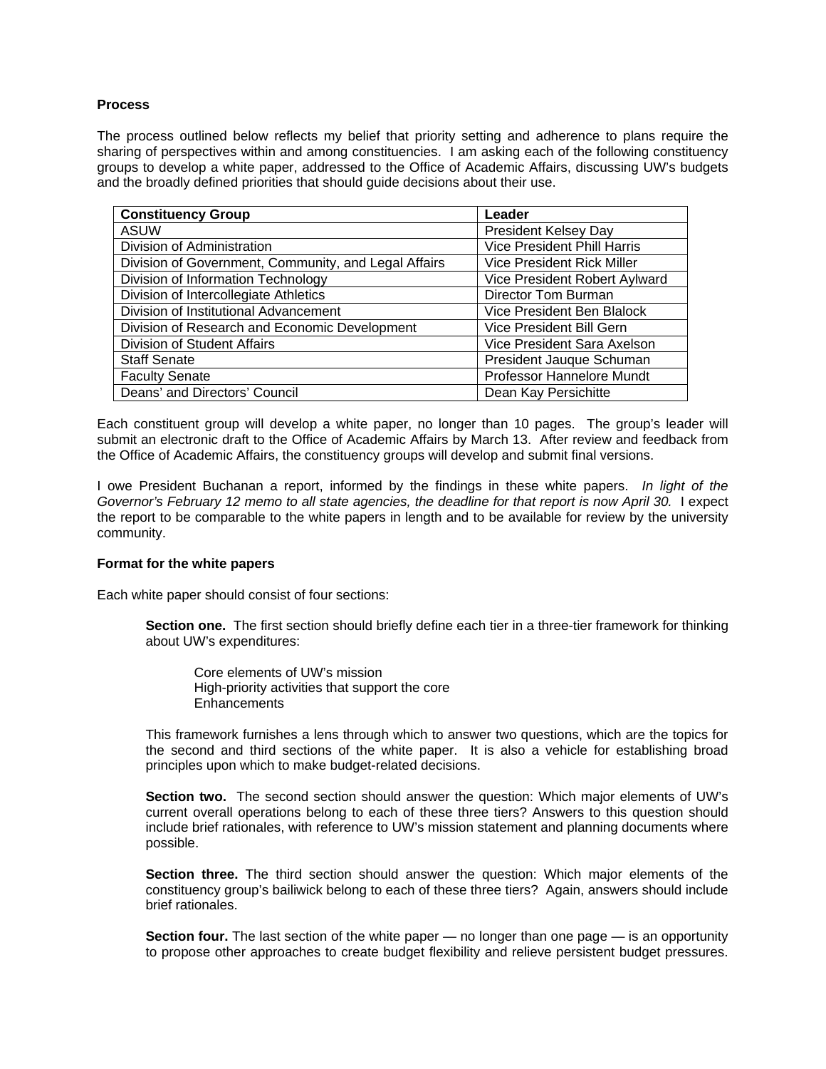**Process**

The process outlined below reflects my belief that priority setting and adherence to plans require the sharing of perspectives within and among constituencies. I am asking each of the following constituency groups to develop a white paper, addressed to the Office of Academic Affairs, discussing UW's budgets and the broadly defined priorities that should guide decisions about their use.

| Constituency Group | Leader |
| --- | --- |
| ASUW | President Kelsey Day |
| Division of Administration | Vice President Phill Harris |
| Division of Government, Community, and Legal Affairs | Vice President Rick Miller |
| Division of Information Technology | Vice President Robert Aylward |
| Division of Intercollegiate Athletics | Director Tom Burman |
| Division of Institutional Advancement | Vice President Ben Blalock |
| Division of Research and Economic Development | Vice President Bill Gern |
| Division of Student Affairs | Vice President Sara Axelson |
| Staff Senate | President Jauque Schuman |
| Faculty Senate | Professor Hannelore Mundt |
| Deans' and Directors' Council | Dean Kay Persichitte |

Each constituent group will develop a white paper, no longer than 10 pages. The group's leader will submit an electronic draft to the Office of Academic Affairs by March 13. After review and feedback from the Office of Academic Affairs, the constituency groups will develop and submit final versions.

I owe President Buchanan a report, informed by the findings in these white papers. *In light of the Governor's February 12 memo to all state agencies, the deadline for that report is now April 30.* I expect the report to be comparable to the white papers in length and to be available for review by the university community.

**Format for the white papers**

Each white paper should consist of four sections:

**Section one.** The first section should briefly define each tier in a three-tier framework for thinking about UW's expenditures:

Core elements of UW's mission
High-priority activities that support the core
Enhancements

This framework furnishes a lens through which to answer two questions, which are the topics for the second and third sections of the white paper. It is also a vehicle for establishing broad principles upon which to make budget-related decisions.

**Section two.** The second section should answer the question: Which major elements of UW's current overall operations belong to each of these three tiers? Answers to this question should include brief rationales, with reference to UW's mission statement and planning documents where possible.

**Section three.** The third section should answer the question: Which major elements of the constituency group's bailiwick belong to each of these three tiers? Again, answers should include brief rationales.

**Section four.** The last section of the white paper — no longer than one page — is an opportunity to propose other approaches to create budget flexibility and relieve persistent budget pressures.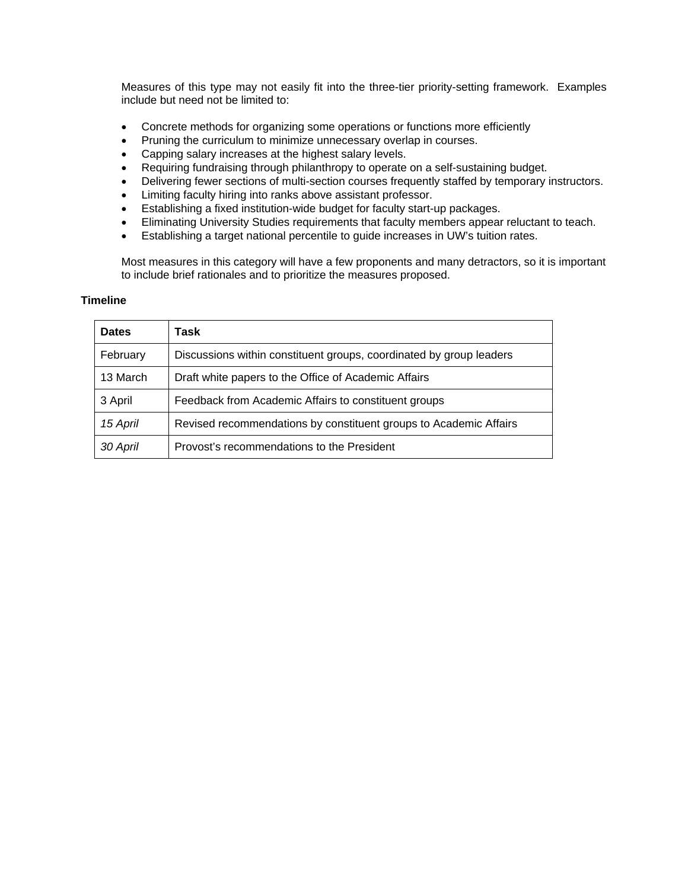Measures of this type may not easily fit into the three-tier priority-setting framework. Examples include but need not be limited to:

- Concrete methods for organizing some operations or functions more efficiently
- Pruning the curriculum to minimize unnecessary overlap in courses.
- Capping salary increases at the highest salary levels.
- Requiring fundraising through philanthropy to operate on a self-sustaining budget.
- Delivering fewer sections of multi-section courses frequently staffed by temporary instructors.
- Limiting faculty hiring into ranks above assistant professor.
- Establishing a fixed institution-wide budget for faculty start-up packages.
- Eliminating University Studies requirements that faculty members appear reluctant to teach.
- Establishing a target national percentile to guide increases in UW's tuition rates.

Most measures in this category will have a few proponents and many detractors, so it is important to include brief rationales and to prioritize the measures proposed.

**Timeline**

| **Dates** | **Task** |
|---|---|
| February | Discussions within constituent groups, coordinated by group leaders |
| 13 March | Draft white papers to the Office of Academic Affairs |
| 3 April | Feedback from Academic Affairs to constituent groups |
| *15 April* | Revised recommendations by constituent groups to Academic Affairs |
| *30 April* | Provost's recommendations to the President |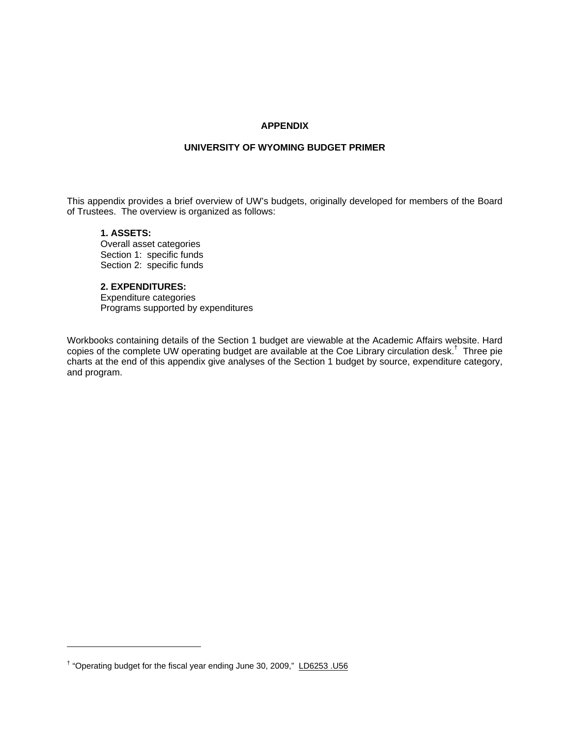**APPENDIX**

**UNIVERSITY OF WYOMING BUDGET PRIMER**

This appendix provides a brief overview of UW's budgets, originally developed for members of the Board of Trustees. The overview is organized as follows:

> **1. ASSETS:**
> Overall asset categories
> Section 1: specific funds
> Section 2: specific funds
>
> **2. EXPENDITURES:**
> Expenditure categories
> Programs supported by expenditures

Workbooks containing details of the Section 1 budget are viewable at the Academic Affairs website. Hard copies of the complete UW operating budget are available at the Coe Library circulation desk.[†] Three pie charts at the end of this appendix give analyses of the Section 1 budget by source, expenditure category, and program.

---

[†] "Operating budget for the fiscal year ending June 30, 2009," LD6253 .U56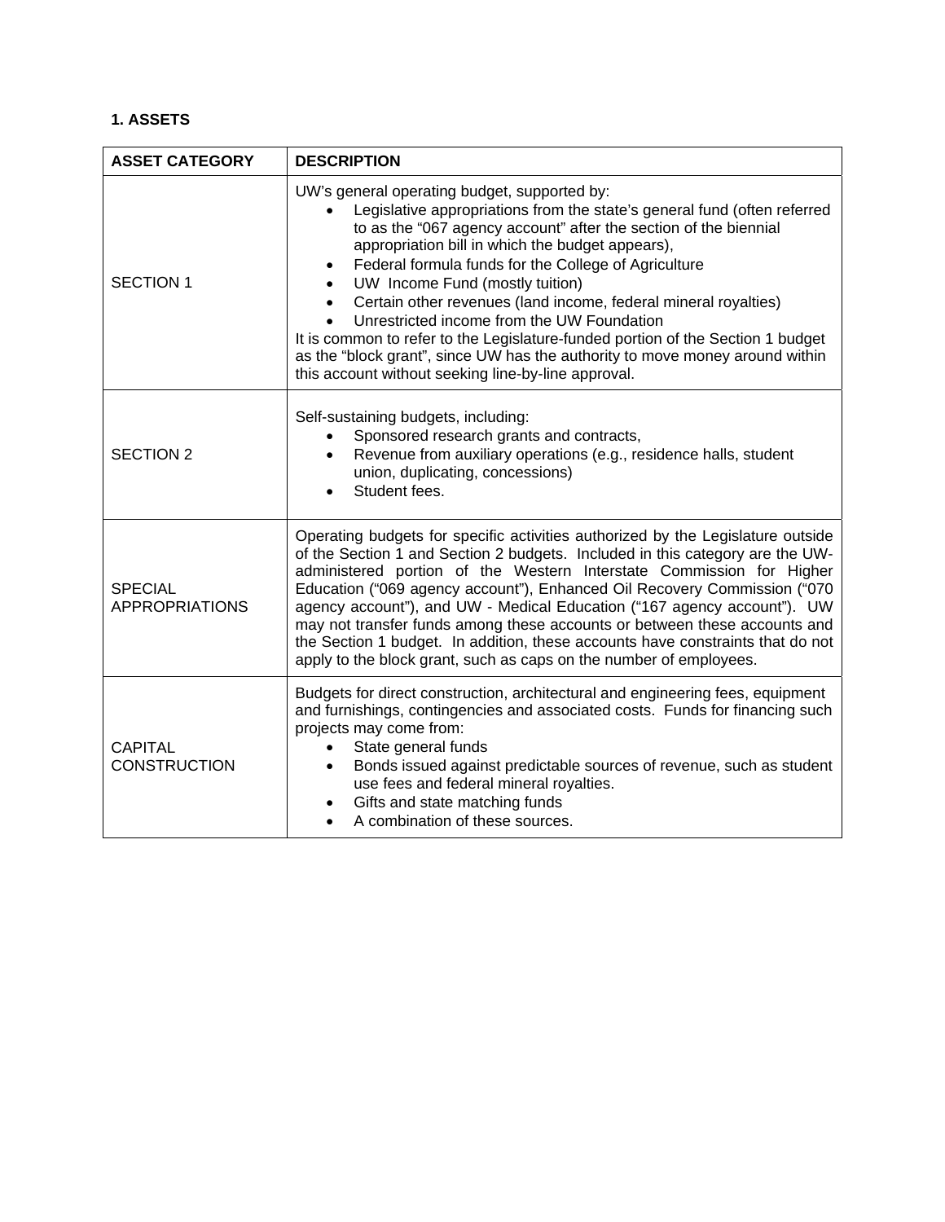**1. ASSETS**

| ASSET CATEGORY | DESCRIPTION |
|---|---|
| SECTION 1 | UW's general operating budget, supported by:<br>• Legislative appropriations from the state's general fund (often referred to as the "067 agency account" after the section of the biennial appropriation bill in which the budget appears),<br>• Federal formula funds for the College of Agriculture<br>• UW Income Fund (mostly tuition)<br>• Certain other revenues (land income, federal mineral royalties)<br>• Unrestricted income from the UW Foundation<br>It is common to refer to the Legislature-funded portion of the Section 1 budget as the "block grant", since UW has the authority to move money around within this account without seeking line-by-line approval. |
| SECTION 2 | Self-sustaining budgets, including:<br>• Sponsored research grants and contracts,<br>• Revenue from auxiliary operations (e.g., residence halls, student union, duplicating, concessions)<br>• Student fees. |
| SPECIAL APPROPRIATIONS | Operating budgets for specific activities authorized by the Legislature outside of the Section 1 and Section 2 budgets. Included in this category are the UW-administered portion of the Western Interstate Commission for Higher Education ("069 agency account"), Enhanced Oil Recovery Commission ("070 agency account"), and UW - Medical Education ("167 agency account"). UW may not transfer funds among these accounts or between these accounts and the Section 1 budget. In addition, these accounts have constraints that do not apply to the block grant, such as caps on the number of employees. |
| CAPITAL CONSTRUCTION | Budgets for direct construction, architectural and engineering fees, equipment and furnishings, contingencies and associated costs. Funds for financing such projects may come from:<br>• State general funds<br>• Bonds issued against predictable sources of revenue, such as student use fees and federal mineral royalties.<br>• Gifts and state matching funds<br>• A combination of these sources. |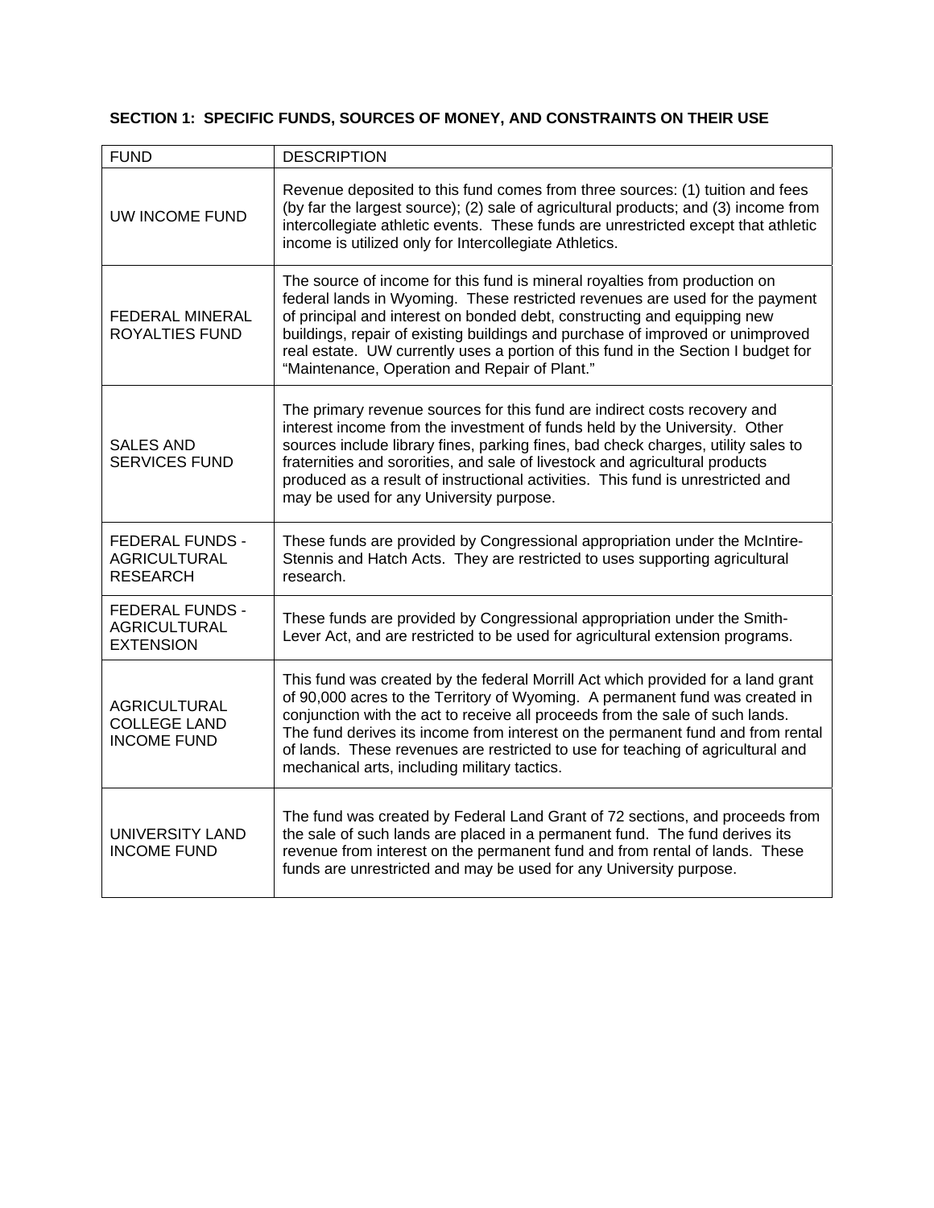**SECTION 1: SPECIFIC FUNDS, SOURCES OF MONEY, AND CONSTRAINTS ON THEIR USE**

| FUND | DESCRIPTION |
| --- | --- |
| UW INCOME FUND | Revenue deposited to this fund comes from three sources: (1) tuition and fees (by far the largest source); (2) sale of agricultural products; and (3) income from intercollegiate athletic events. These funds are unrestricted except that athletic income is utilized only for Intercollegiate Athletics. |
| FEDERAL MINERAL ROYALTIES FUND | The source of income for this fund is mineral royalties from production on federal lands in Wyoming. These restricted revenues are used for the payment of principal and interest on bonded debt, constructing and equipping new buildings, repair of existing buildings and purchase of improved or unimproved real estate. UW currently uses a portion of this fund in the Section I budget for "Maintenance, Operation and Repair of Plant." |
| SALES AND SERVICES FUND | The primary revenue sources for this fund are indirect costs recovery and interest income from the investment of funds held by the University. Other sources include library fines, parking fines, bad check charges, utility sales to fraternities and sororities, and sale of livestock and agricultural products produced as a result of instructional activities. This fund is unrestricted and may be used for any University purpose. |
| FEDERAL FUNDS - AGRICULTURAL RESEARCH | These funds are provided by Congressional appropriation under the McIntire-Stennis and Hatch Acts. They are restricted to uses supporting agricultural research. |
| FEDERAL FUNDS - AGRICULTURAL EXTENSION | These funds are provided by Congressional appropriation under the Smith-Lever Act, and are restricted to be used for agricultural extension programs. |
| AGRICULTURAL COLLEGE LAND INCOME FUND | This fund was created by the federal Morrill Act which provided for a land grant of 90,000 acres to the Territory of Wyoming. A permanent fund was created in conjunction with the act to receive all proceeds from the sale of such lands. The fund derives its income from interest on the permanent fund and from rental of lands. These revenues are restricted to use for teaching of agricultural and mechanical arts, including military tactics. |
| UNIVERSITY LAND INCOME FUND | The fund was created by Federal Land Grant of 72 sections, and proceeds from the sale of such lands are placed in a permanent fund. The fund derives its revenue from interest on the permanent fund and from rental of lands. These funds are unrestricted and may be used for any University purpose. |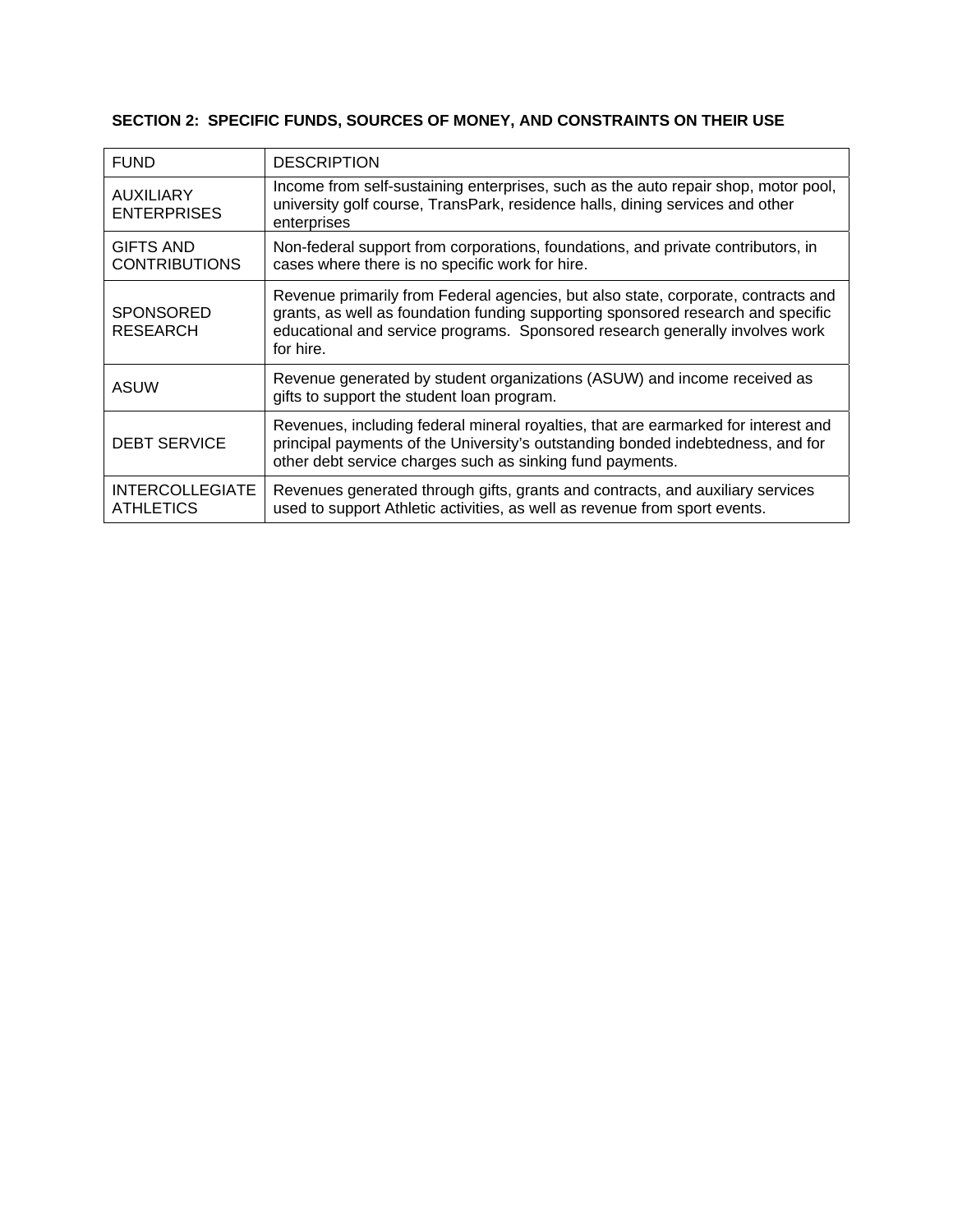**SECTION 2: SPECIFIC FUNDS, SOURCES OF MONEY, AND CONSTRAINTS ON THEIR USE**

| FUND | DESCRIPTION |
|---|---|
| AUXILIARY ENTERPRISES | Income from self-sustaining enterprises, such as the auto repair shop, motor pool, university golf course, TransPark, residence halls, dining services and other enterprises |
| GIFTS AND CONTRIBUTIONS | Non-federal support from corporations, foundations, and private contributors, in cases where there is no specific work for hire. |
| SPONSORED RESEARCH | Revenue primarily from Federal agencies, but also state, corporate, contracts and grants, as well as foundation funding supporting sponsored research and specific educational and service programs. Sponsored research generally involves work for hire. |
| ASUW | Revenue generated by student organizations (ASUW) and income received as gifts to support the student loan program. |
| DEBT SERVICE | Revenues, including federal mineral royalties, that are earmarked for interest and principal payments of the University's outstanding bonded indebtedness, and for other debt service charges such as sinking fund payments. |
| INTERCOLLEGIATE ATHLETICS | Revenues generated through gifts, grants and contracts, and auxiliary services used to support Athletic activities, as well as revenue from sport events. |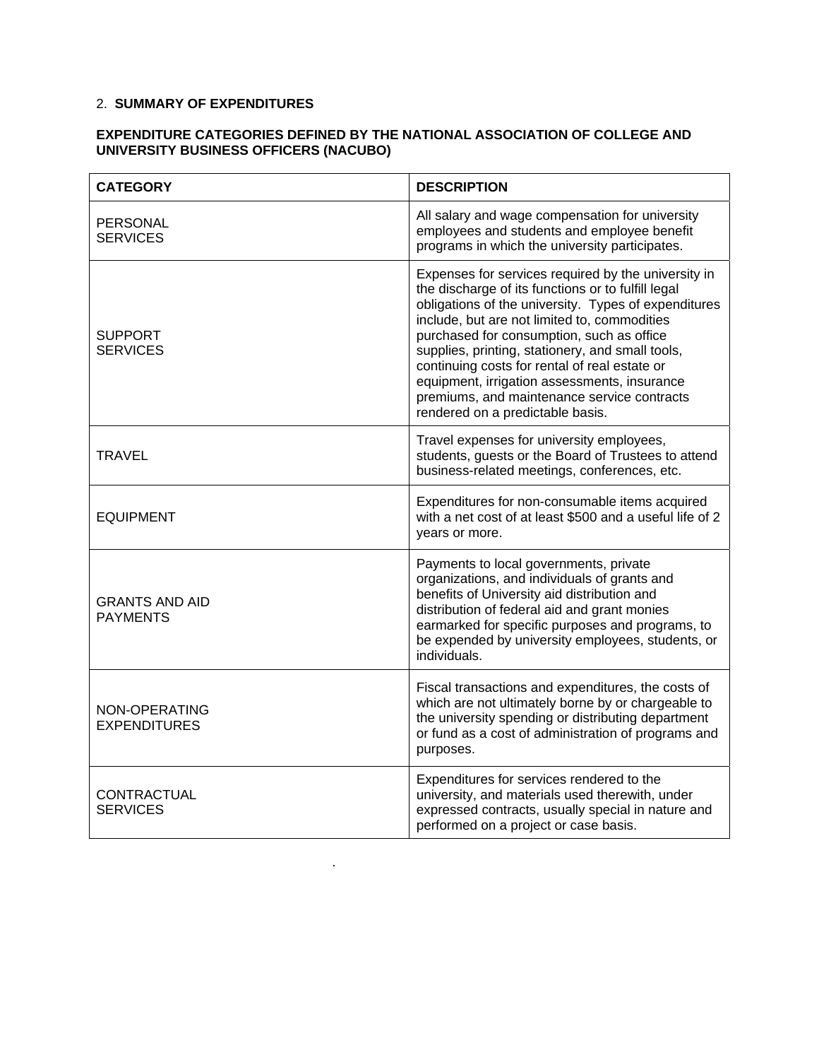2. **SUMMARY OF EXPENDITURES**

**EXPENDITURE CATEGORIES DEFINED BY THE NATIONAL ASSOCIATION OF COLLEGE AND UNIVERSITY BUSINESS OFFICERS (NACUBO)**

| CATEGORY | DESCRIPTION |
|---|---|
| PERSONAL SERVICES | All salary and wage compensation for university employees and students and employee benefit programs in which the university participates. |
| SUPPORT SERVICES | Expenses for services required by the university in the discharge of its functions or to fulfill legal obligations of the university. Types of expenditures include, but are not limited to, commodities purchased for consumption, such as office supplies, printing, stationery, and small tools, continuing costs for rental of real estate or equipment, irrigation assessments, insurance premiums, and maintenance service contracts rendered on a predictable basis. |
| TRAVEL | Travel expenses for university employees, students, guests or the Board of Trustees to attend business-related meetings, conferences, etc. |
| EQUIPMENT | Expenditures for non-consumable items acquired with a net cost of at least $500 and a useful life of 2 years or more. |
| GRANTS AND AID PAYMENTS | Payments to local governments, private organizations, and individuals of grants and benefits of University aid distribution and distribution of federal aid and grant monies earmarked for specific purposes and programs, to be expended by university employees, students, or individuals. |
| NON-OPERATING EXPENDITURES | Fiscal transactions and expenditures, the costs of which are not ultimately borne by or chargeable to the university spending or distributing department or fund as a cost of administration of programs and purposes. |
| CONTRACTUAL SERVICES | Expenditures for services rendered to the university, and materials used therewith, under expressed contracts, usually special in nature and performed on a project or case basis. |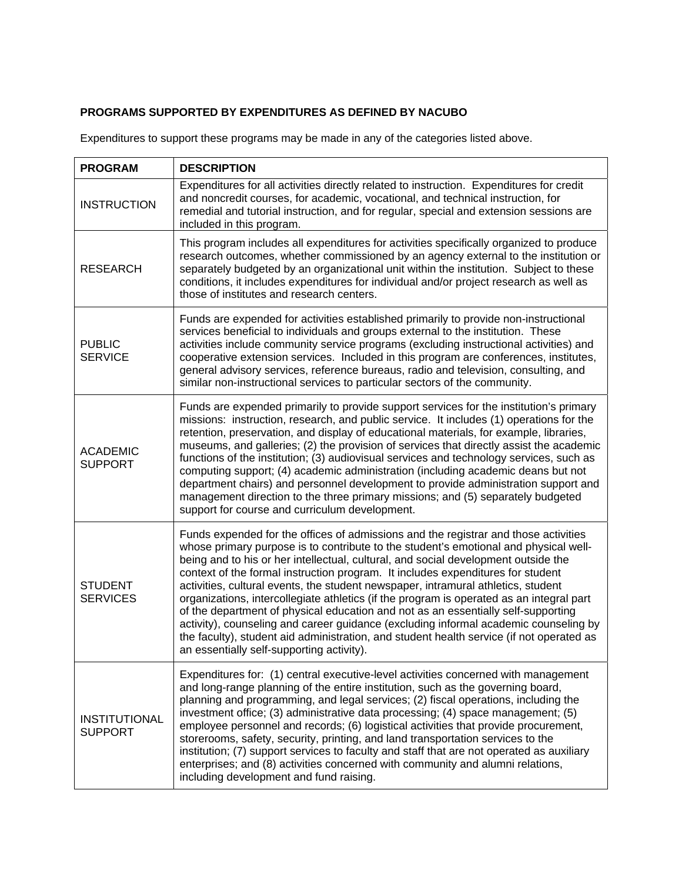**PROGRAMS SUPPORTED BY EXPENDITURES AS DEFINED BY NACUBO**

Expenditures to support these programs may be made in any of the categories listed above.

| PROGRAM | DESCRIPTION |
|---|---|
| INSTRUCTION | Expenditures for all activities directly related to instruction. Expenditures for credit and noncredit courses, for academic, vocational, and technical instruction, for remedial and tutorial instruction, and for regular, special and extension sessions are included in this program. |
| RESEARCH | This program includes all expenditures for activities specifically organized to produce research outcomes, whether commissioned by an agency external to the institution or separately budgeted by an organizational unit within the institution. Subject to these conditions, it includes expenditures for individual and/or project research as well as those of institutes and research centers. |
| PUBLIC SERVICE | Funds are expended for activities established primarily to provide non-instructional services beneficial to individuals and groups external to the institution. These activities include community service programs (excluding instructional activities) and cooperative extension services. Included in this program are conferences, institutes, general advisory services, reference bureaus, radio and television, consulting, and similar non-instructional services to particular sectors of the community. |
| ACADEMIC SUPPORT | Funds are expended primarily to provide support services for the institution's primary missions: instruction, research, and public service. It includes (1) operations for the retention, preservation, and display of educational materials, for example, libraries, museums, and galleries; (2) the provision of services that directly assist the academic functions of the institution; (3) audiovisual services and technology services, such as computing support; (4) academic administration (including academic deans but not department chairs) and personnel development to provide administration support and management direction to the three primary missions; and (5) separately budgeted support for course and curriculum development. |
| STUDENT SERVICES | Funds expended for the offices of admissions and the registrar and those activities whose primary purpose is to contribute to the student's emotional and physical well-being and to his or her intellectual, cultural, and social development outside the context of the formal instruction program. It includes expenditures for student activities, cultural events, the student newspaper, intramural athletics, student organizations, intercollegiate athletics (if the program is operated as an integral part of the department of physical education and not as an essentially self-supporting activity), counseling and career guidance (excluding informal academic counseling by the faculty), student aid administration, and student health service (if not operated as an essentially self-supporting activity). |
| INSTITUTIONAL SUPPORT | Expenditures for: (1) central executive-level activities concerned with management and long-range planning of the entire institution, such as the governing board, planning and programming, and legal services; (2) fiscal operations, including the investment office; (3) administrative data processing; (4) space management; (5) employee personnel and records; (6) logistical activities that provide procurement, storerooms, safety, security, printing, and land transportation services to the institution; (7) support services to faculty and staff that are not operated as auxiliary enterprises; and (8) activities concerned with community and alumni relations, including development and fund raising. |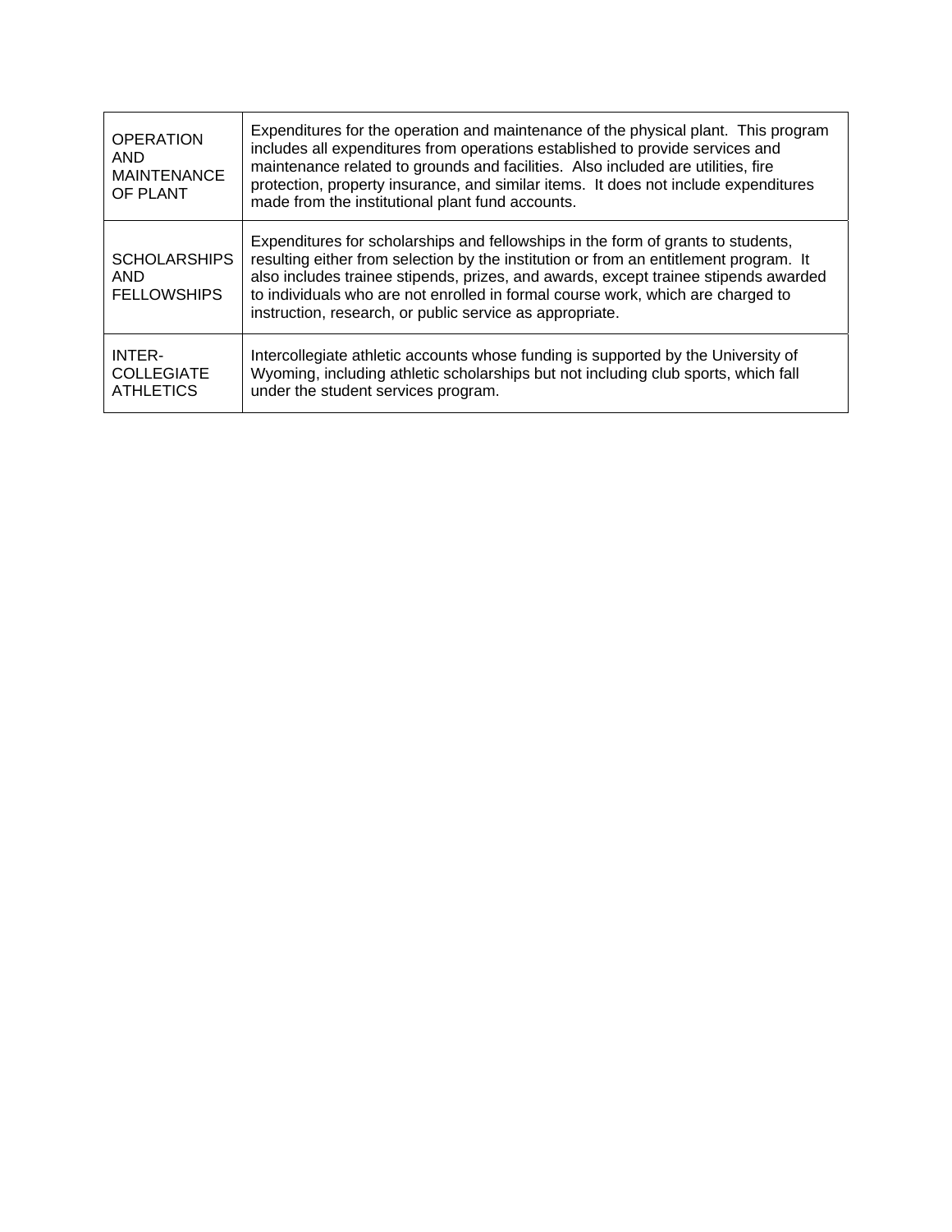| | |
|---|---|
| OPERATION AND MAINTENANCE OF PLANT | Expenditures for the operation and maintenance of the physical plant. This program includes all expenditures from operations established to provide services and maintenance related to grounds and facilities. Also included are utilities, fire protection, property insurance, and similar items. It does not include expenditures made from the institutional plant fund accounts. |
| SCHOLARSHIPS AND FELLOWSHIPS | Expenditures for scholarships and fellowships in the form of grants to students, resulting either from selection by the institution or from an entitlement program. It also includes trainee stipends, prizes, and awards, except trainee stipends awarded to individuals who are not enrolled in formal course work, which are charged to instruction, research, or public service as appropriate. |
| INTER-COLLEGIATE ATHLETICS | Intercollegiate athletic accounts whose funding is supported by the University of Wyoming, including athletic scholarships but not including club sports, which fall under the student services program. |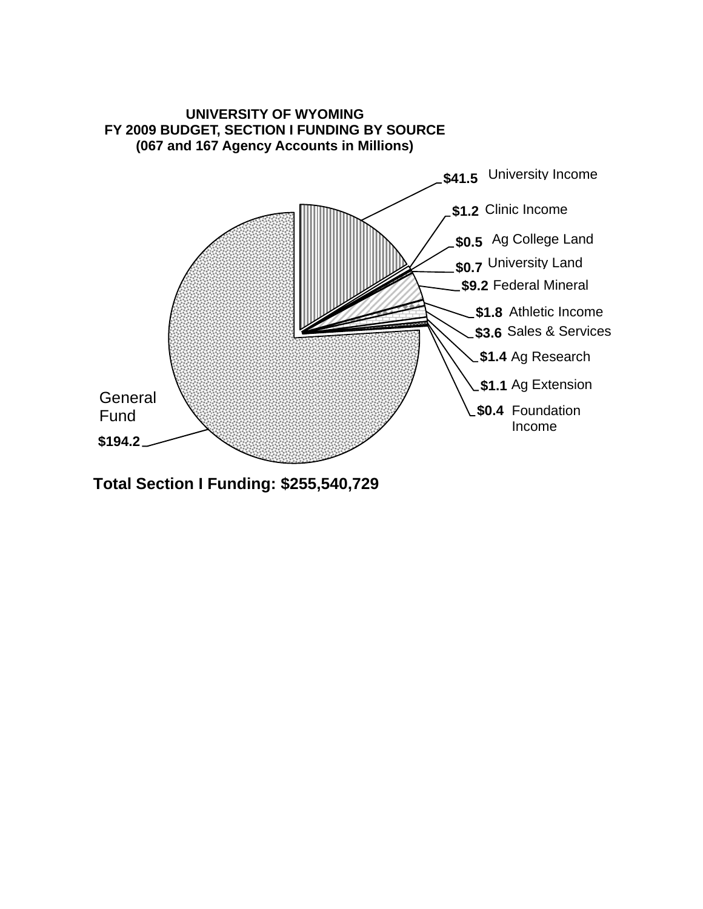**UNIVERSITY OF WYOMING**
**FY 2009 BUDGET, SECTION I FUNDING BY SOURCE**
**(067 and 167 Agency Accounts in Millions)**

| Source | Amount (Millions) |
|---|---|
| University Income | $41.5 |
| Clinic Income | $1.2 |
| Ag College Land | $0.5 |
| University Land | $0.7 |
| Federal Mineral | $9.2 |
| Athletic Income | $1.8 |
| Sales & Services | $3.6 |
| Ag Research | $1.4 |
| Ag Extension | $1.1 |
| Foundation Income | $0.4 |
| General Fund | $194.2 |

**Total Section I Funding: $255,540,729**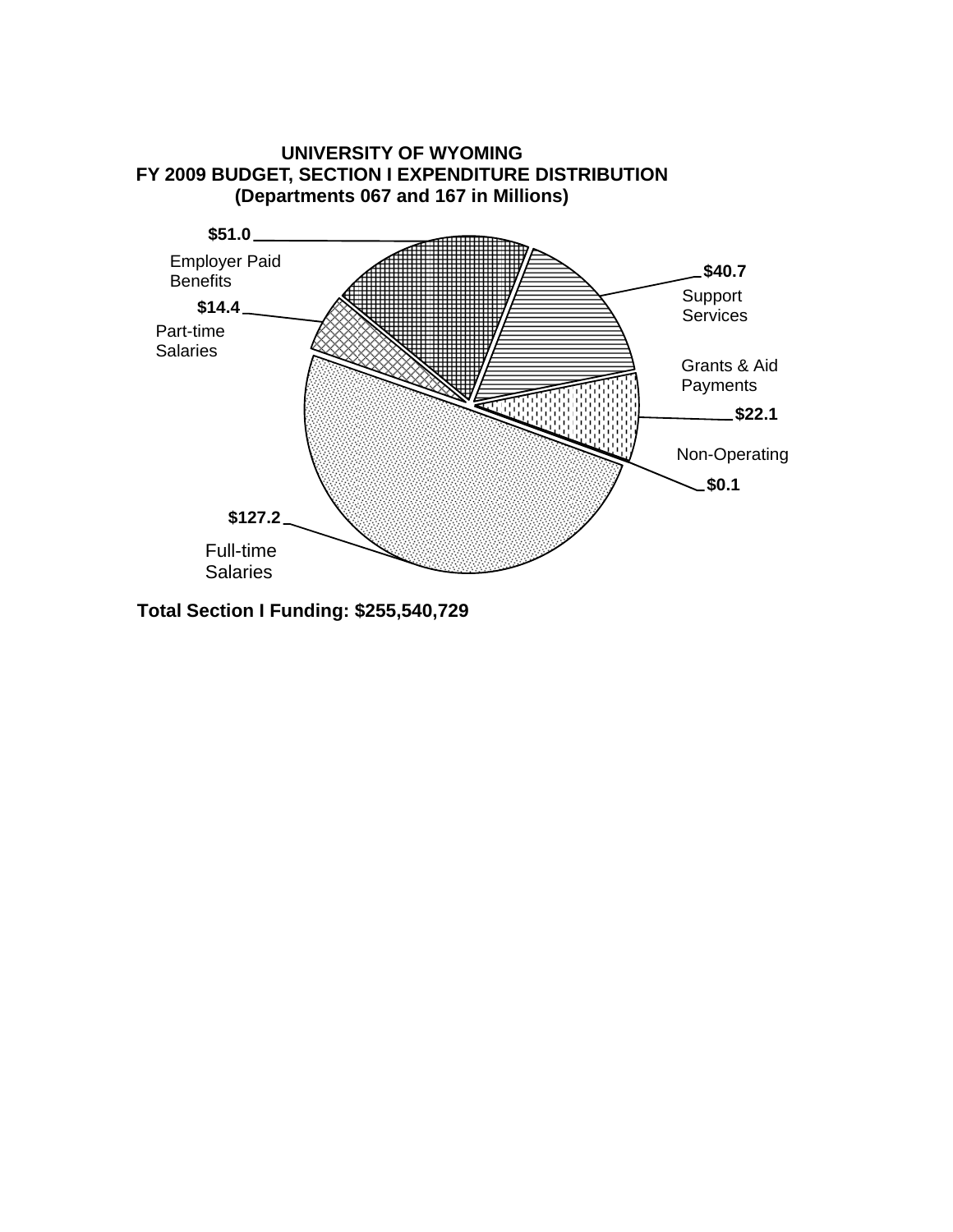**UNIVERSITY OF WYOMING**
**FY 2009 BUDGET, SECTION I EXPENDITURE DISTRIBUTION**
**(Departments 067 and 167 in Millions)**

| Category | Amount (Millions) |
| --- | --- |
| Employer Paid Benefits | $51.0 |
| Support Services | $40.7 |
| Part-time Salaries | $14.4 |
| Grants & Aid Payments | $22.1 |
| Non-Operating | $0.1 |
| Full-time Salaries | $127.2 |

**Total Section I Funding: $255,540,729**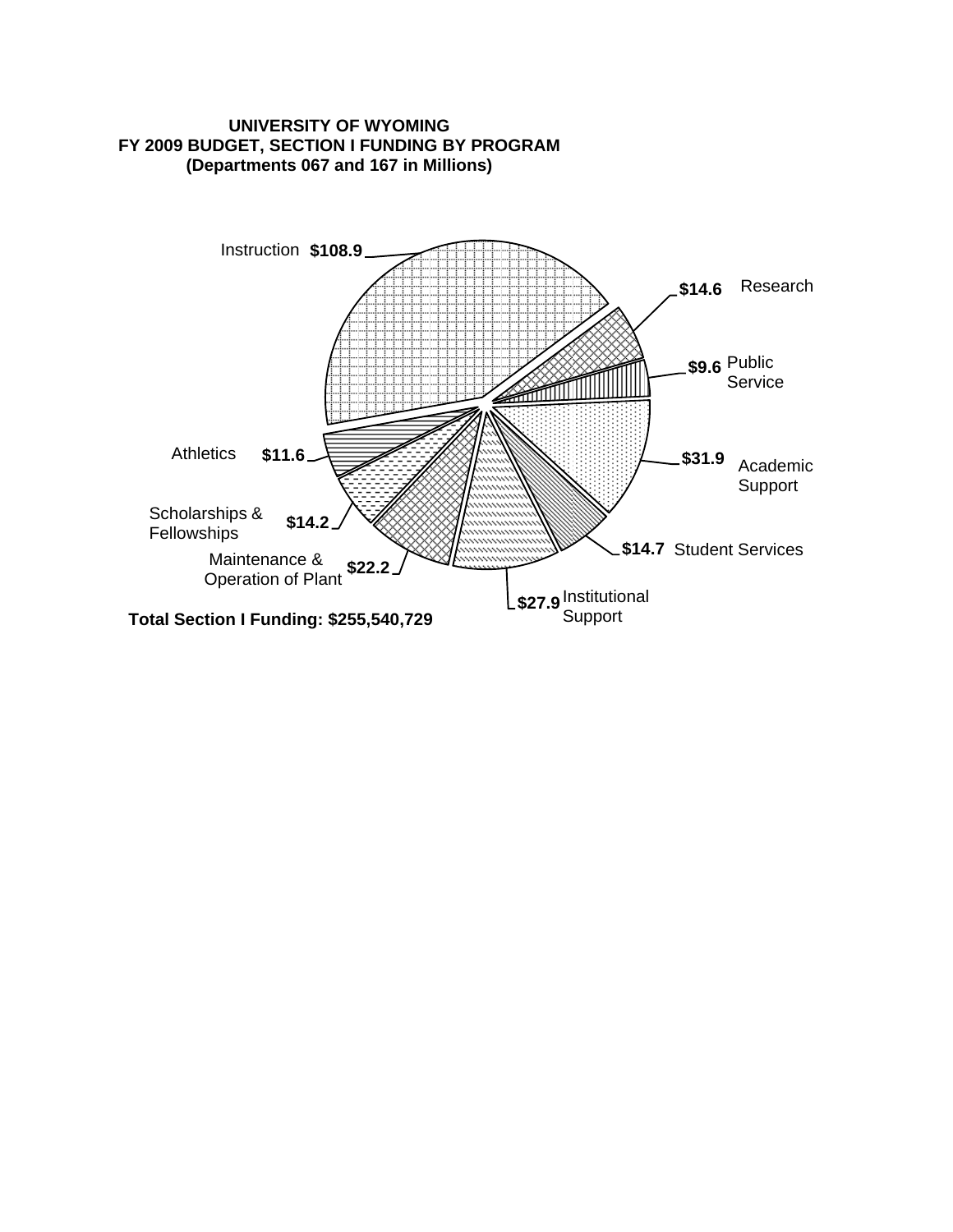**UNIVERSITY OF WYOMING**
**FY 2009 BUDGET, SECTION I FUNDING BY PROGRAM**
**(Departments 067 and 167 in Millions)**

Instruction **$108.9**

**$14.6** Research

**$9.6** Public Service

**$31.9** Academic Support

**$14.7** Student Services

**$27.9** Institutional Support

Maintenance & Operation of Plant **$22.2**

Scholarships & Fellowships **$14.2**

Athletics **$11.6**

**Total Section I Funding: $255,540,729**